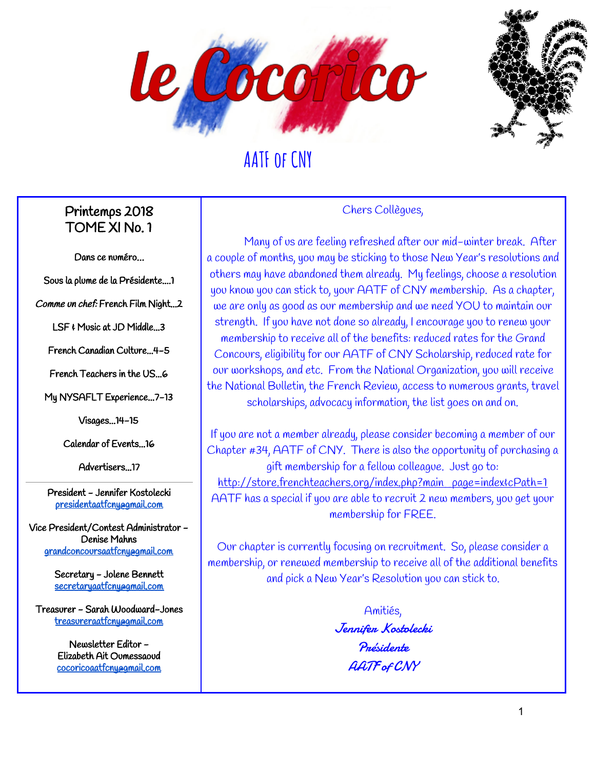# le Cocorico

## AATF of CNY

**Printemps 2018**
**TOME XI No. 1**

Dans ce numéro…

- Sous la plume de la Présidente….1
- *Comme un chef:* French Film Night…2
- LSF & Music at JD Middle…3
- French Canadian Culture…4-5
- French Teachers in the US…6
- My NYSAFLT Experience…7-13
- Visages…14-15
- Calendar of Events…16
- Advertisers…17

---

President – Jennifer Kostolecki
presidentaatfcny@gmail.com

Vice President/Contest Administrator – Denise Mahns
grandconcoursaatfcny@gmail.com

Secretary – Jolene Bennett
secretaryaatfcny@gmail.com

Treasurer – Sarah Woodward-Jones
treasureraatfcny@gmail.com

Newsletter Editor – Elizabeth Ait Oumessaoud
cocoricoaatfcny@gmail.com

---

Chers Collègues,

Many of us are feeling refreshed after our mid-winter break. After a couple of months, you may be sticking to those New Year's resolutions and others may have abandoned them already. My feelings, choose a resolution you know you can stick to, your AATF of CNY membership. As a chapter, we are only as good as our membership and we need YOU to maintain our strength. If you have not done so already, I encourage you to renew your membership to receive all of the benefits: reduced rates for the Grand Concours, eligibility for our AATF of CNY Scholarship, reduced rate for our workshops, and etc. From the National Organization, you will receive the National Bulletin, the French Review, access to numerous grants, travel scholarships, advocacy information, the list goes on and on.

If you are not a member already, please consider becoming a member of our Chapter #34, AATF of CNY. There is also the opportunity of purchasing a gift membership for a fellow colleague. Just go to: http://store.frenchteachers.org/index.php?main_page=index&cPath=1 AATF has a special if you are able to recruit 2 new members, you get your membership for FREE.

Our chapter is currently focusing on recruitment. So, please consider a membership, or renewed membership to receive all of the additional benefits and pick a New Year's Resolution you can stick to.

Amitiés,

*Jennifer Kostolecki*
*Présidente*
*AATF of CNY*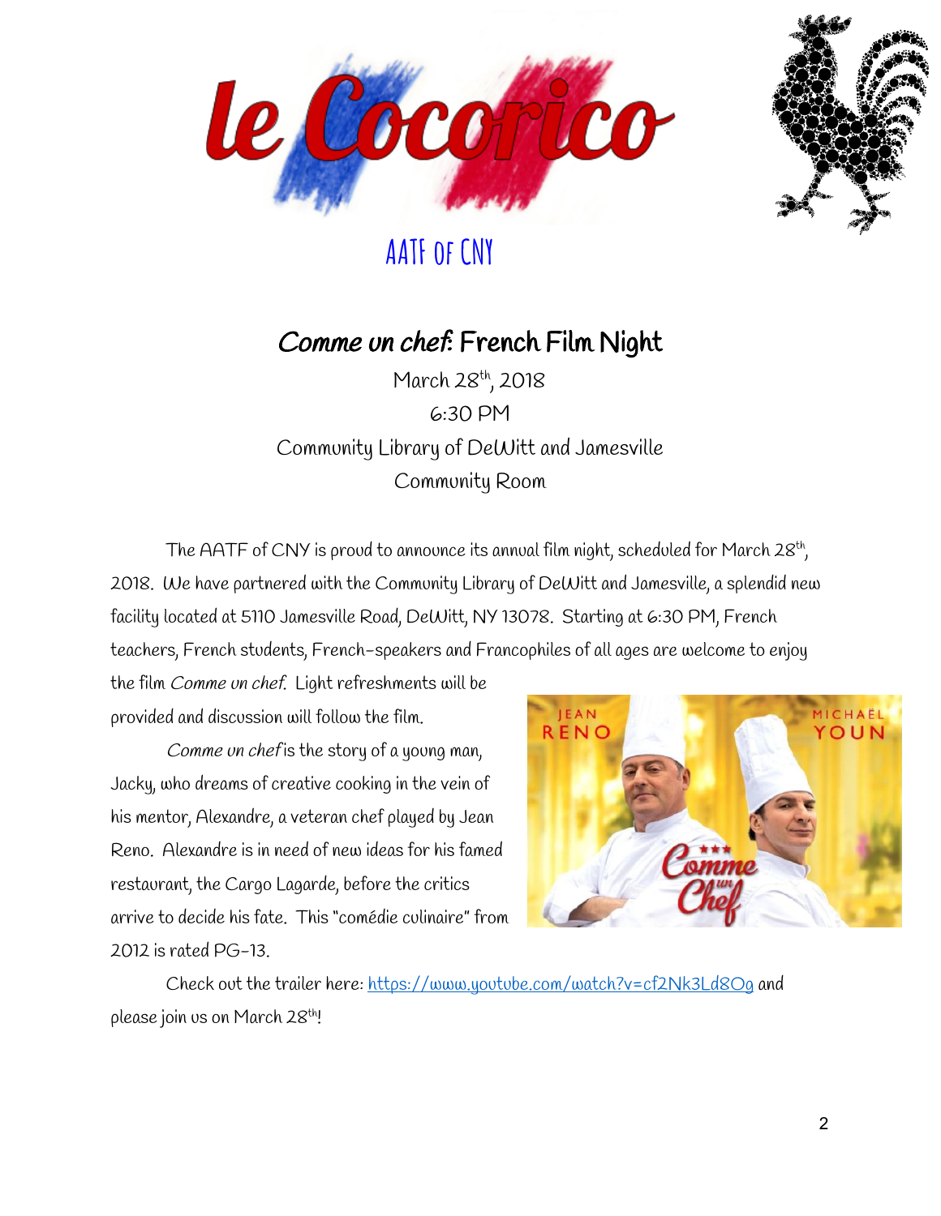# le Cocorico

AATF of CNY

## *Comme un chef*: French Film Night

March 28th, 2018
6:30 PM
Community Library of DeWitt and Jamesville
Community Room

The AATF of CNY is proud to announce its annual film night, scheduled for March 28th, 2018. We have partnered with the Community Library of DeWitt and Jamesville, a splendid new facility located at 5110 Jamesville Road, DeWitt, NY 13078. Starting at 6:30 PM, French teachers, French students, French-speakers and Francophiles of all ages are welcome to enjoy the film *Comme un chef*. Light refreshments will be provided and discussion will follow the film.

*Comme un chef* is the story of a young man, Jacky, who dreams of creative cooking in the vein of his mentor, Alexandre, a veteran chef played by Jean Reno. Alexandre is in need of new ideas for his famed restaurant, the Cargo Lagarde, before the critics arrive to decide his fate. This "comédie culinaire" from 2012 is rated PG-13.

Check out the trailer here: https://www.youtube.com/watch?v=cf2Nk3Ld8Og and please join us on March 28th!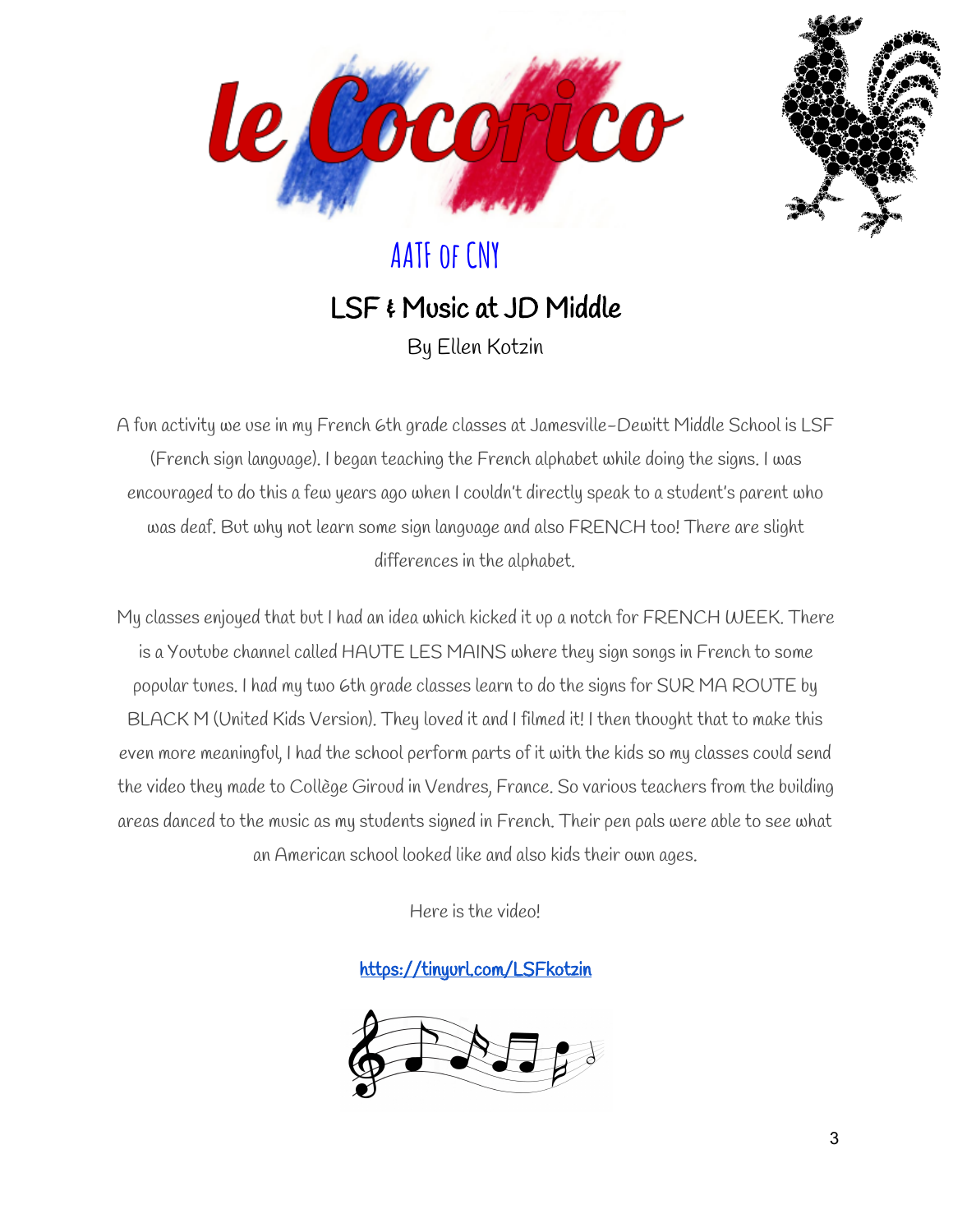# le Cocorico

## AATF of CNY

### LSF & Music at JD Middle

By Ellen Kotzin

A fun activity we use in my French 6th grade classes at Jamesville-Dewitt Middle School is LSF (French sign language). I began teaching the French alphabet while doing the signs. I was encouraged to do this a few years ago when I couldn't directly speak to a student's parent who was deaf. But why not learn some sign language and also FRENCH too! There are slight differences in the alphabet.

My classes enjoyed that but I had an idea which kicked it up a notch for FRENCH WEEK. There is a Youtube channel called HAUTE LES MAINS where they sign songs in French to some popular tunes. I had my two 6th grade classes learn to do the signs for SUR MA ROUTE by BLACK M (United Kids Version). They loved it and I filmed it! I then thought that to make this even more meaningful, I had the school perform parts of it with the kids so my classes could send the video they made to Collège Giroud in Vendres, France. So various teachers from the building areas danced to the music as my students signed in French. Their pen pals were able to see what an American school looked like and also kids their own ages.

Here is the video!

https://tinyurl.com/LSFkotzin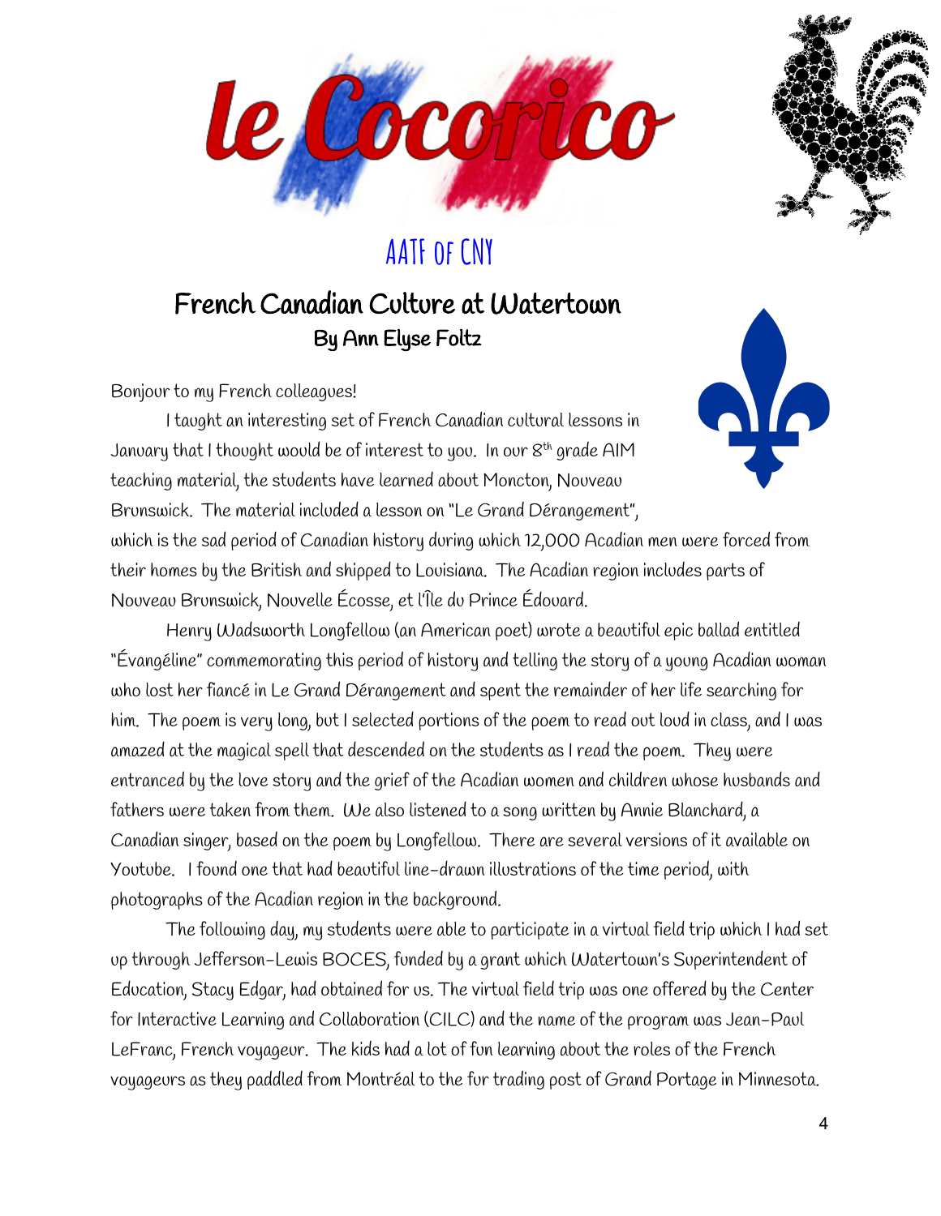# le Cocorico

## AATF of CNY

## French Canadian Culture at Watertown

### By Ann Elyse Foltz

Bonjour to my French colleagues!

I taught an interesting set of French Canadian cultural lessons in January that I thought would be of interest to you. In our 8th grade AIM teaching material, the students have learned about Moncton, Nouveau Brunswick. The material included a lesson on "Le Grand Dérangement", which is the sad period of Canadian history during which 12,000 Acadian men were forced from their homes by the British and shipped to Louisiana. The Acadian region includes parts of Nouveau Brunswick, Nouvelle Écosse, et l'Île du Prince Édouard.

Henry Wadsworth Longfellow (an American poet) wrote a beautiful epic ballad entitled "Évangéline" commemorating this period of history and telling the story of a young Acadian woman who lost her fiancé in Le Grand Dérangement and spent the remainder of her life searching for him. The poem is very long, but I selected portions of the poem to read out loud in class, and I was amazed at the magical spell that descended on the students as I read the poem. They were entranced by the love story and the grief of the Acadian women and children whose husbands and fathers were taken from them. We also listened to a song written by Annie Blanchard, a Canadian singer, based on the poem by Longfellow. There are several versions of it available on Youtube. I found one that had beautiful line-drawn illustrations of the time period, with photographs of the Acadian region in the background.

The following day, my students were able to participate in a virtual field trip which I had set up through Jefferson-Lewis BOCES, funded by a grant which Watertown's Superintendent of Education, Stacy Edgar, had obtained for us. The virtual field trip was one offered by the Center for Interactive Learning and Collaboration (CILC) and the name of the program was Jean-Paul LeFranc, French voyageur. The kids had a lot of fun learning about the roles of the French voyageurs as they paddled from Montréal to the fur trading post of Grand Portage in Minnesota.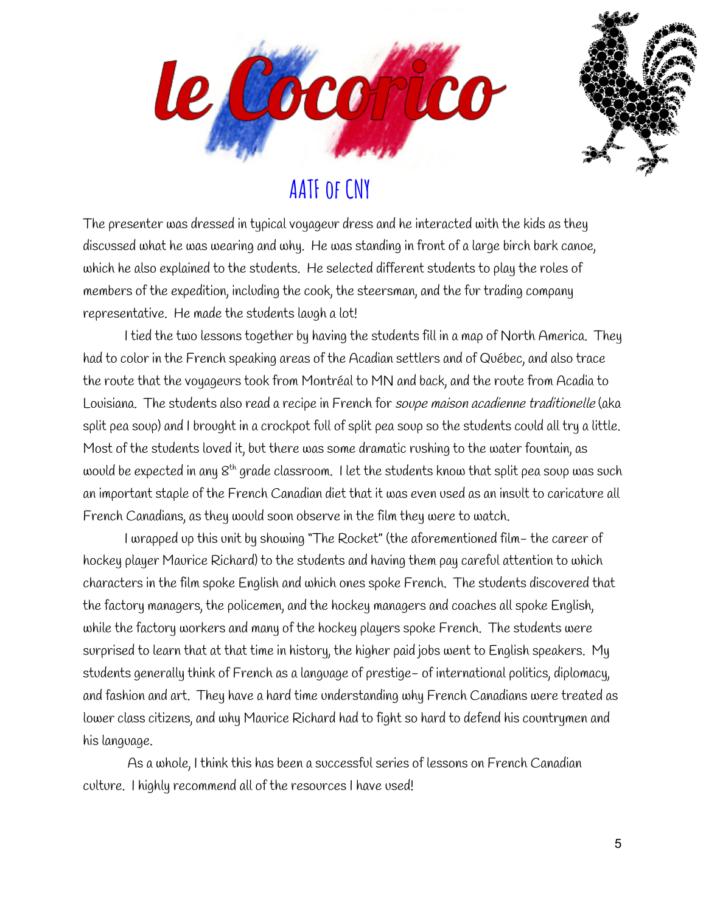The presenter was dressed in typical voyageur dress and he interacted with the kids as they discussed what he was wearing and why. He was standing in front of a large birch bark canoe, which he also explained to the students. He selected different students to play the roles of members of the expedition, including the cook, the steersman, and the fur trading company representative. He made the students laugh a lot!

I tied the two lessons together by having the students fill in a map of North America. They had to color in the French speaking areas of the Acadian settlers and of Québec, and also trace the route that the voyageurs took from Montréal to MN and back, and the route from Acadia to Louisiana. The students also read a recipe in French for *soupe maison acadienne traditionelle* (aka split pea soup) and I brought in a crockpot full of split pea soup so the students could all try a little. Most of the students loved it, but there was some dramatic rushing to the water fountain, as would be expected in any 8th grade classroom. I let the students know that split pea soup was such an important staple of the French Canadian diet that it was even used as an insult to caricature all French Canadians, as they would soon observe in the film they were to watch.

I wrapped up this unit by showing "The Rocket" (the aforementioned film- the career of hockey player Maurice Richard) to the students and having them pay careful attention to which characters in the film spoke English and which ones spoke French. The students discovered that the factory managers, the policemen, and the hockey managers and coaches all spoke English, while the factory workers and many of the hockey players spoke French. The students were surprised to learn that at that time in history, the higher paid jobs went to English speakers. My students generally think of French as a language of prestige- of international politics, diplomacy, and fashion and art. They have a hard time understanding why French Canadians were treated as lower class citizens, and why Maurice Richard had to fight so hard to defend his countrymen and his language.

As a whole, I think this has been a successful series of lessons on French Canadian culture. I highly recommend all of the resources I have used!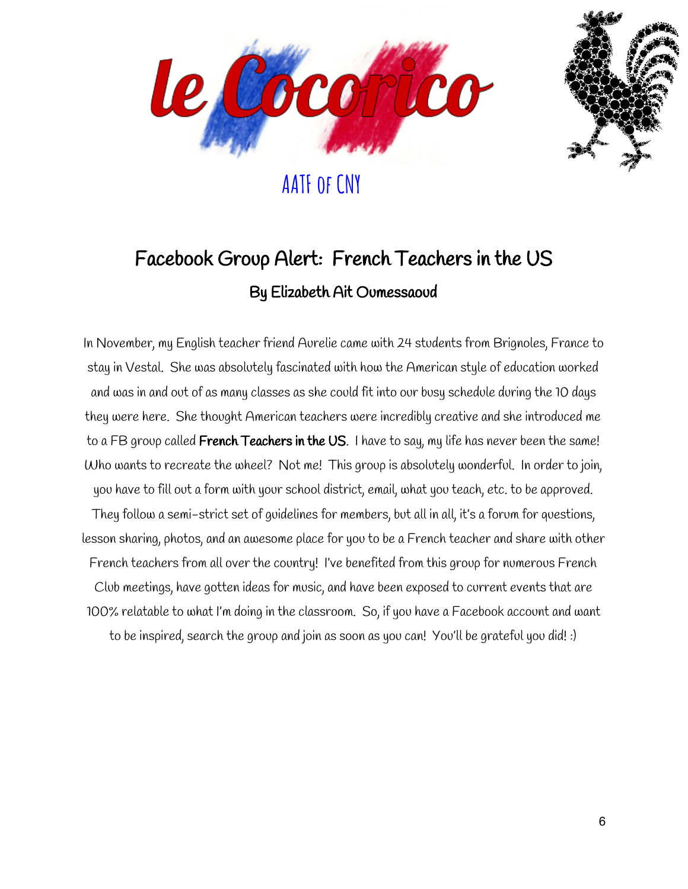# le Cocorico

AATF of CNY

## Facebook Group Alert: French Teachers in the US

### By Elizabeth Ait Oumessaoud

In November, my English teacher friend Aurelie came with 24 students from Brignoles, France to stay in Vestal. She was absolutely fascinated with how the American style of education worked and was in and out of as many classes as she could fit into our busy schedule during the 10 days they were here. She thought American teachers were incredibly creative and she introduced me to a FB group called **French Teachers in the US**. I have to say, my life has never been the same! Who wants to recreate the wheel? Not me! This group is absolutely wonderful. In order to join, you have to fill out a form with your school district, email, what you teach, etc. to be approved. They follow a semi-strict set of guidelines for members, but all in all, it's a forum for questions, lesson sharing, photos, and an awesome place for you to be a French teacher and share with other French teachers from all over the country! I've benefited from this group for numerous French Club meetings, have gotten ideas for music, and have been exposed to current events that are 100% relatable to what I'm doing in the classroom. So, if you have a Facebook account and want to be inspired, search the group and join as soon as you can! You'll be grateful you did! :)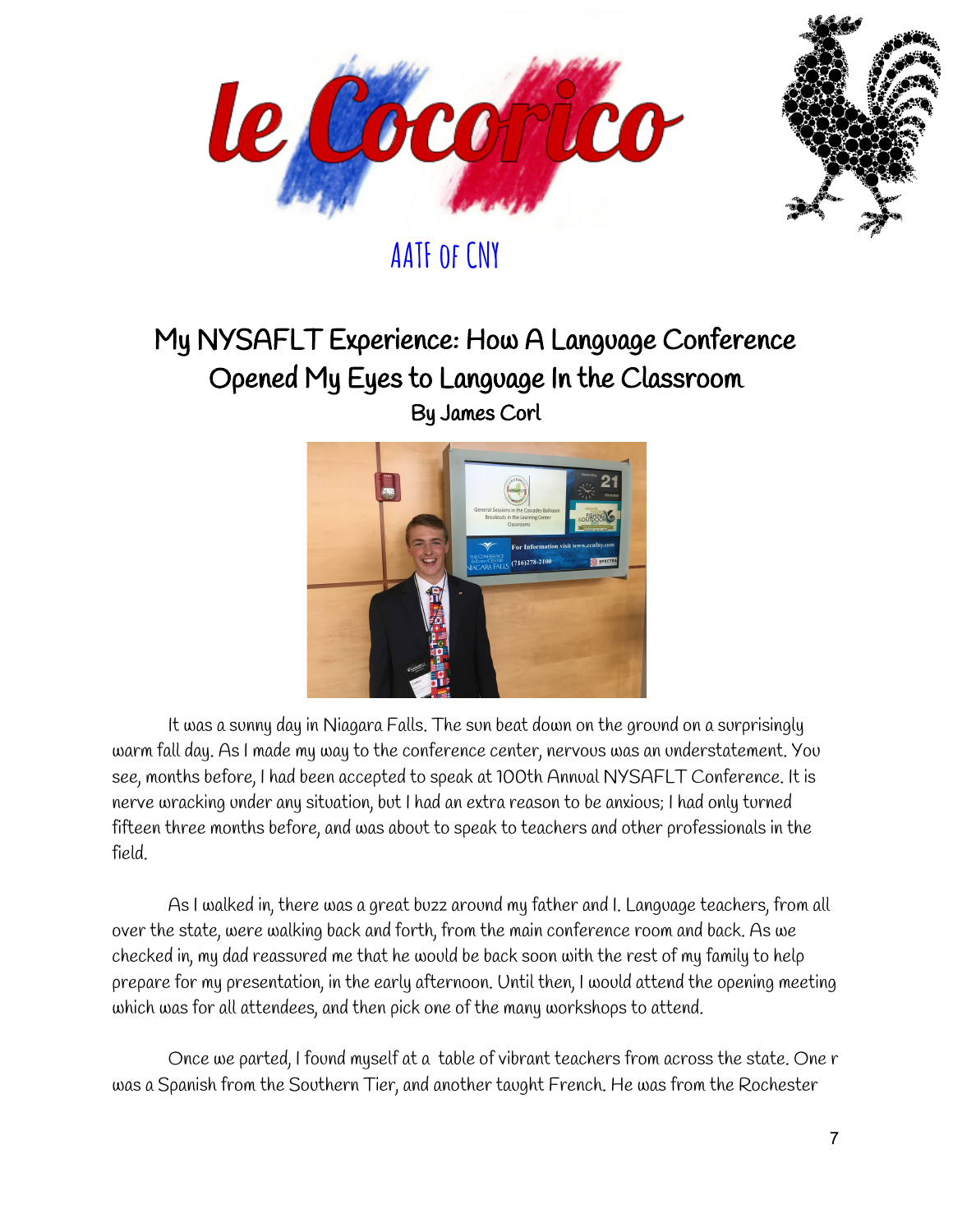# le Cocorico

AATF of CNY

## My NYSAFLT Experience: How A Language Conference Opened My Eyes to Language In the Classroom

**By James Corl**

It was a sunny day in Niagara Falls. The sun beat down on the ground on a surprisingly warm fall day. As I made my way to the conference center, nervous was an understatement. You see, months before, I had been accepted to speak at 100th Annual NYSAFLT Conference. It is nerve wracking under any situation, but I had an extra reason to be anxious; I had only turned fifteen three months before, and was about to speak to teachers and other professionals in the field.

As I walked in, there was a great buzz around my father and I. Language teachers, from all over the state, were walking back and forth, from the main conference room and back. As we checked in, my dad reassured me that he would be back soon with the rest of my family to help prepare for my presentation, in the early afternoon. Until then, I would attend the opening meeting which was for all attendees, and then pick one of the many workshops to attend.

Once we parted, I found myself at a table of vibrant teachers from across the state. One r was a Spanish from the Southern Tier, and another taught French. He was from the Rochester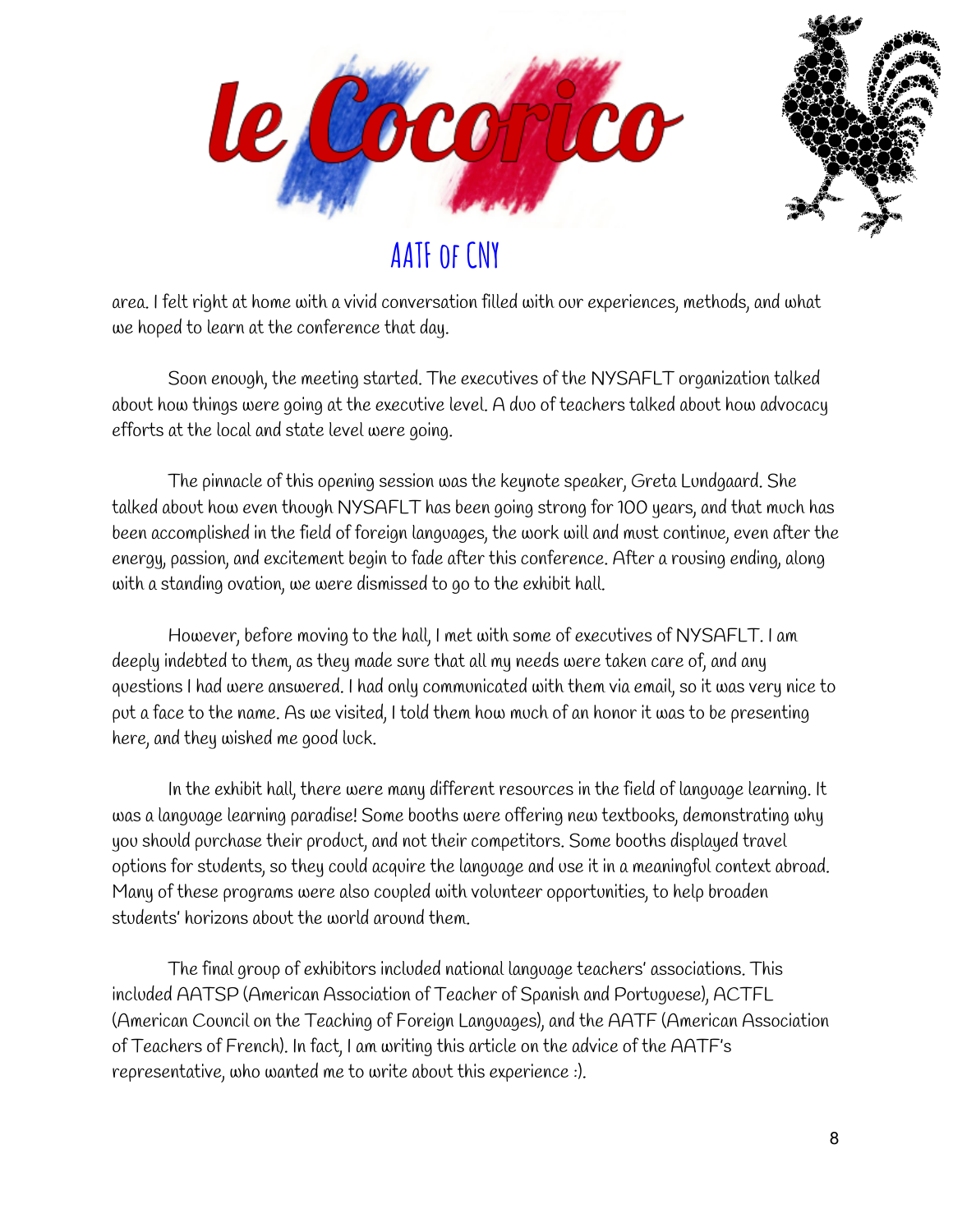area. I felt right at home with a vivid conversation filled with our experiences, methods, and what we hoped to learn at the conference that day.

Soon enough, the meeting started. The executives of the NYSAFLT organization talked about how things were going at the executive level. A duo of teachers talked about how advocacy efforts at the local and state level were going.

The pinnacle of this opening session was the keynote speaker, Greta Lundgaard. She talked about how even though NYSAFLT has been going strong for 100 years, and that much has been accomplished in the field of foreign languages, the work will and must continue, even after the energy, passion, and excitement begin to fade after this conference. After a rousing ending, along with a standing ovation, we were dismissed to go to the exhibit hall.

However, before moving to the hall, I met with some of executives of NYSAFLT. I am deeply indebted to them, as they made sure that all my needs were taken care of, and any questions I had were answered. I had only communicated with them via email, so it was very nice to put a face to the name. As we visited, I told them how much of an honor it was to be presenting here, and they wished me good luck.

In the exhibit hall, there were many different resources in the field of language learning. It was a language learning paradise! Some booths were offering new textbooks, demonstrating why you should purchase their product, and not their competitors. Some booths displayed travel options for students, so they could acquire the language and use it in a meaningful context abroad. Many of these programs were also coupled with volunteer opportunities, to help broaden students' horizons about the world around them.

The final group of exhibitors included national language teachers' associations. This included AATSP (American Association of Teacher of Spanish and Portuguese), ACTFL (American Council on the Teaching of Foreign Languages), and the AATF (American Association of Teachers of French). In fact, I am writing this article on the advice of the AATF's representative, who wanted me to write about this experience :).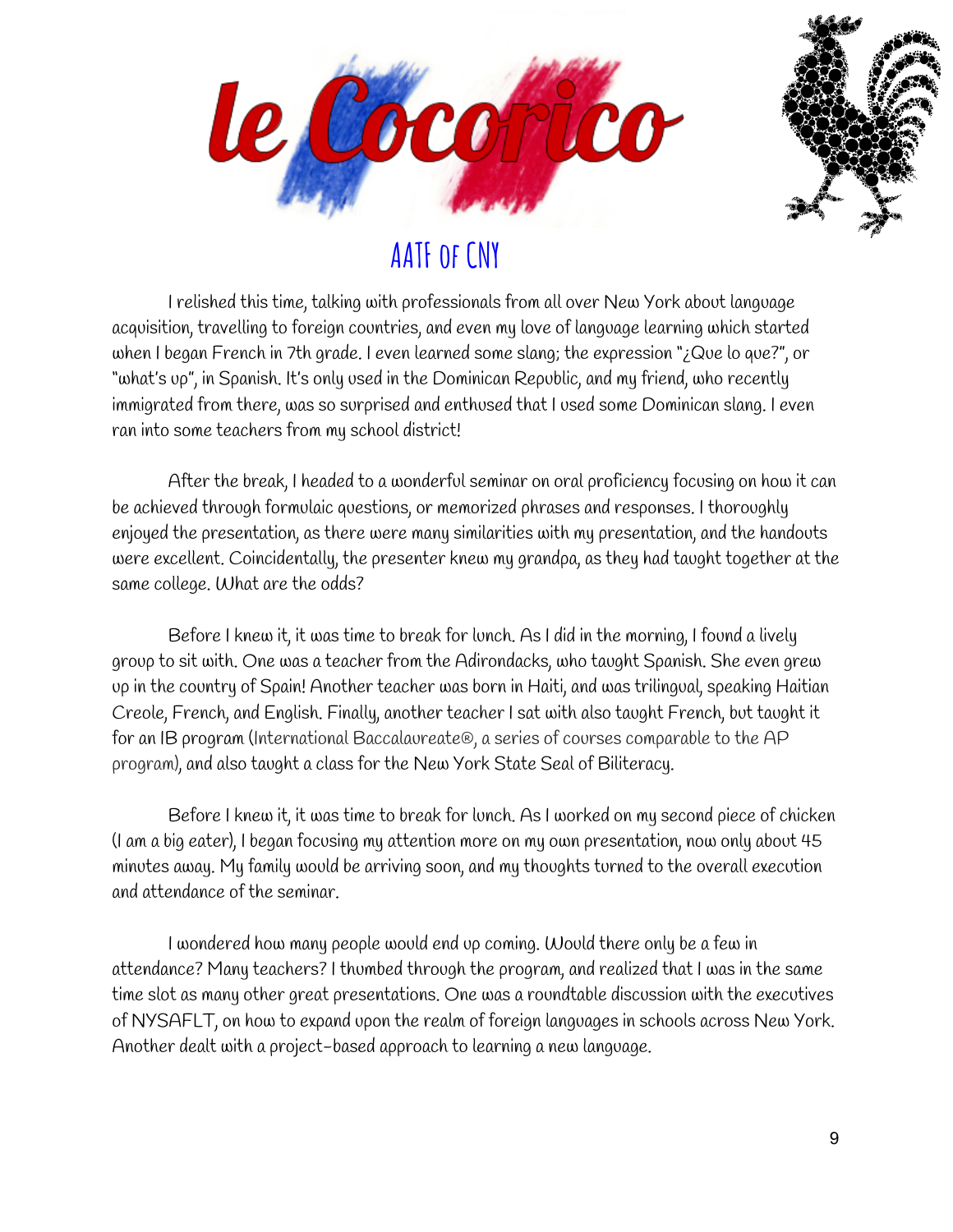# le Cocorico

## AATF of CNY

I relished this time, talking with professionals from all over New York about language acquisition, travelling to foreign countries, and even my love of language learning which started when I began French in 7th grade. I even learned some slang; the expression "¿Que lo que?", or "what's up", in Spanish. It's only used in the Dominican Republic, and my friend, who recently immigrated from there, was so surprised and enthused that I used some Dominican slang. I even ran into some teachers from my school district!

After the break, I headed to a wonderful seminar on oral proficiency focusing on how it can be achieved through formulaic questions, or memorized phrases and responses. I thoroughly enjoyed the presentation, as there were many similarities with my presentation, and the handouts were excellent. Coincidentally, the presenter knew my grandpa, as they had taught together at the same college. What are the odds?

Before I knew it, it was time to break for lunch. As I did in the morning, I found a lively group to sit with. One was a teacher from the Adirondacks, who taught Spanish. She even grew up in the country of Spain! Another teacher was born in Haiti, and was trilingual, speaking Haitian Creole, French, and English. Finally, another teacher I sat with also taught French, but taught it for an IB program (International Baccalaureate®, a series of courses comparable to the AP program), and also taught a class for the New York State Seal of Biliteracy.

Before I knew it, it was time to break for lunch. As I worked on my second piece of chicken (I am a big eater), I began focusing my attention more on my own presentation, now only about 45 minutes away. My family would be arriving soon, and my thoughts turned to the overall execution and attendance of the seminar.

I wondered how many people would end up coming. Would there only be a few in attendance? Many teachers? I thumbed through the program, and realized that I was in the same time slot as many other great presentations. One was a roundtable discussion with the executives of NYSAFLT, on how to expand upon the realm of foreign languages in schools across New York. Another dealt with a project-based approach to learning a new language.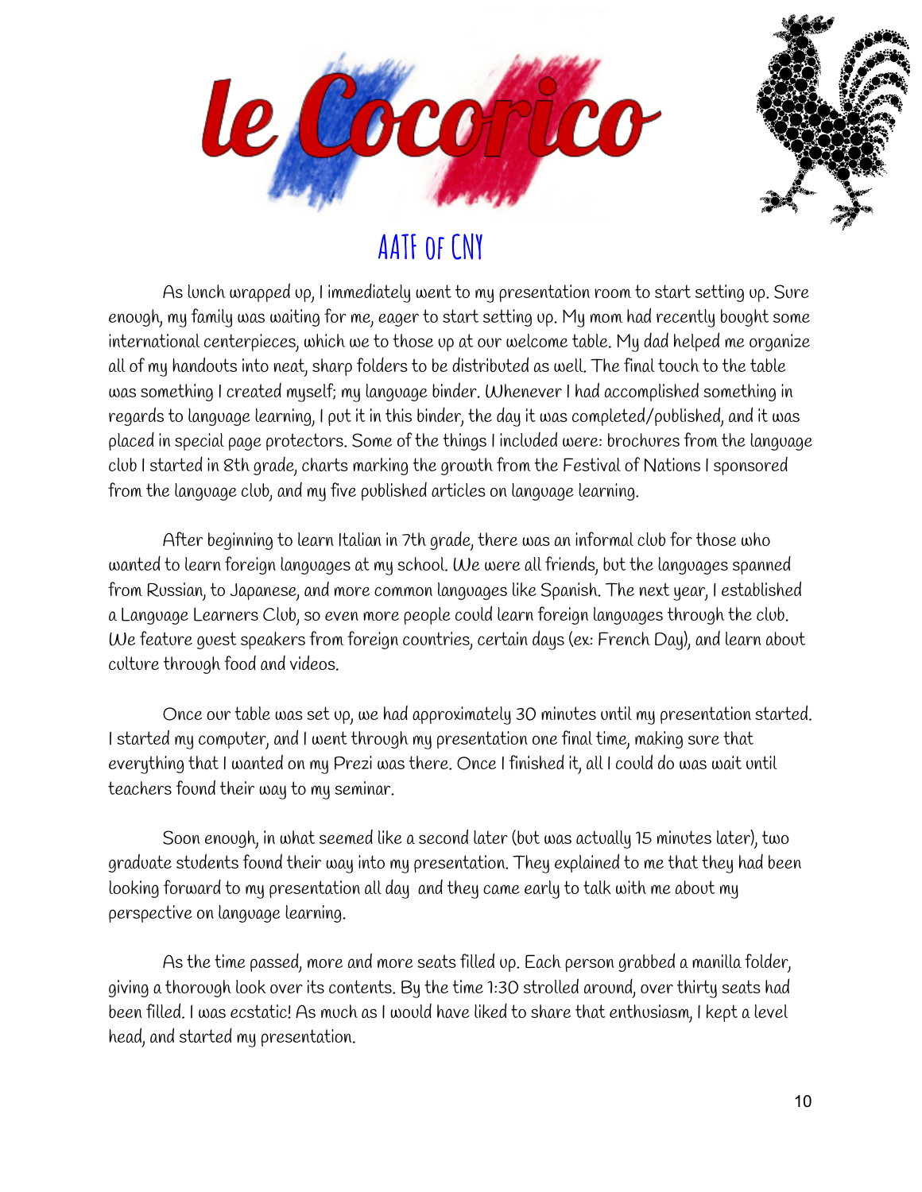# le Cocorico

## AATF of CNY

As lunch wrapped up, I immediately went to my presentation room to start setting up. Sure enough, my family was waiting for me, eager to start setting up. My mom had recently bought some international centerpieces, which we to those up at our welcome table. My dad helped me organize all of my handouts into neat, sharp folders to be distributed as well. The final touch to the table was something I created myself; my language binder. Whenever I had accomplished something in regards to language learning, I put it in this binder, the day it was completed/published, and it was placed in special page protectors. Some of the things I included were: brochures from the language club I started in 8th grade, charts marking the growth from the Festival of Nations I sponsored from the language club, and my five published articles on language learning.

After beginning to learn Italian in 7th grade, there was an informal club for those who wanted to learn foreign languages at my school. We were all friends, but the languages spanned from Russian, to Japanese, and more common languages like Spanish. The next year, I established a Language Learners Club, so even more people could learn foreign languages through the club. We feature guest speakers from foreign countries, certain days (ex: French Day), and learn about culture through food and videos.

Once our table was set up, we had approximately 30 minutes until my presentation started. I started my computer, and I went through my presentation one final time, making sure that everything that I wanted on my Prezi was there. Once I finished it, all I could do was wait until teachers found their way to my seminar.

Soon enough, in what seemed like a second later (but was actually 15 minutes later), two graduate students found their way into my presentation. They explained to me that they had been looking forward to my presentation all day and they came early to talk with me about my perspective on language learning.

As the time passed, more and more seats filled up. Each person grabbed a manilla folder, giving a thorough look over its contents. By the time 1:30 strolled around, over thirty seats had been filled. I was ecstatic! As much as I would have liked to share that enthusiasm, I kept a level head, and started my presentation.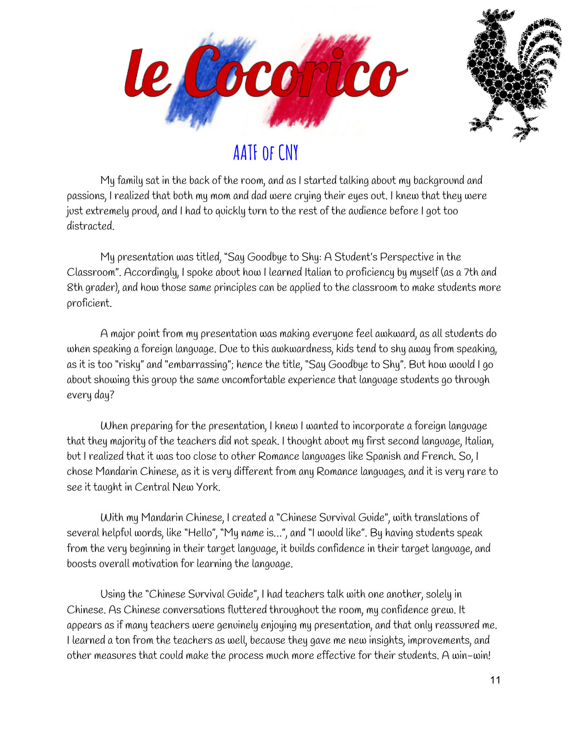# le Cocorico

## AATF of CNY

My family sat in the back of the room, and as I started talking about my background and passions, I realized that both my mom and dad were crying their eyes out. I knew that they were just extremely proud, and I had to quickly turn to the rest of the audience before I got too distracted.

My presentation was titled, "Say Goodbye to Shy: A Student's Perspective in the Classroom". Accordingly, I spoke about how I learned Italian to proficiency by myself (as a 7th and 8th grader), and how those same principles can be applied to the classroom to make students more proficient.

A major point from my presentation was making everyone feel awkward, as all students do when speaking a foreign language. Due to this awkwardness, kids tend to shy away from speaking, as it is too "risky" and "embarrassing"; hence the title, "Say Goodbye to Shy". But how would I go about showing this group the same uncomfortable experience that language students go through every day?

When preparing for the presentation, I knew I wanted to incorporate a foreign language that they majority of the teachers did not speak. I thought about my first second language, Italian, but I realized that it was too close to other Romance languages like Spanish and French. So, I chose Mandarin Chinese, as it is very different from any Romance languages, and it is very rare to see it taught in Central New York.

With my Mandarin Chinese, I created a "Chinese Survival Guide", with translations of several helpful words, like "Hello", "My name is...", and "I would like". By having students speak from the very beginning in their target language, it builds confidence in their target language, and boosts overall motivation for learning the language.

Using the "Chinese Survival Guide", I had teachers talk with one another, solely in Chinese. As Chinese conversations fluttered throughout the room, my confidence grew. It appears as if many teachers were genuinely enjoying my presentation, and that only reassured me. I learned a ton from the teachers as well, because they gave me new insights, improvements, and other measures that could make the process much more effective for their students. A win-win!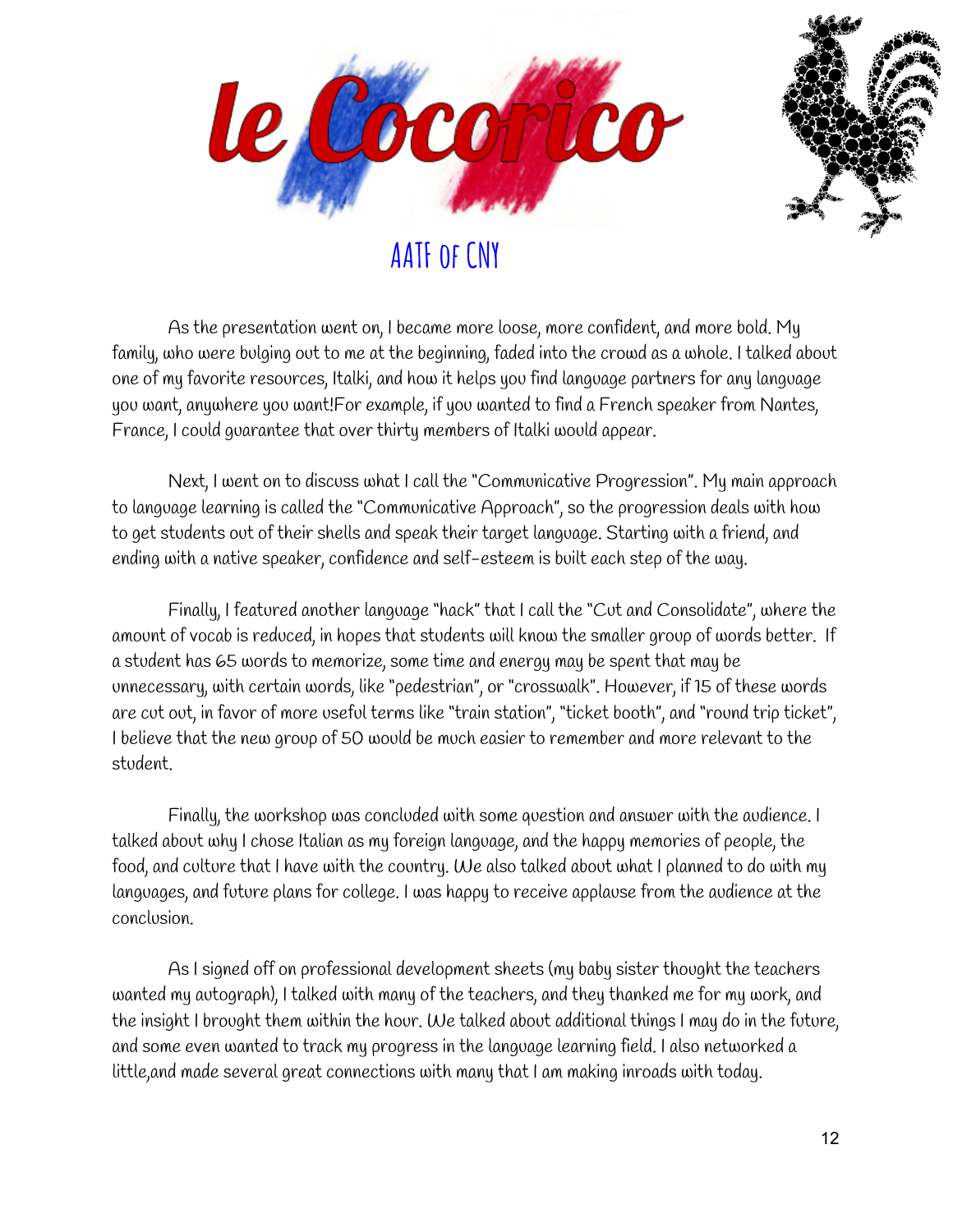# le Cocorico

## AATF of CNY

As the presentation went on, I became more loose, more confident, and more bold. My family, who were bulging out to me at the beginning, faded into the crowd as a whole. I talked about one of my favorite resources, Italki, and how it helps you find language partners for any language you want, anywhere you want!For example, if you wanted to find a French speaker from Nantes, France, I could guarantee that over thirty members of Italki would appear.

Next, I went on to discuss what I call the "Communicative Progression". My main approach to language learning is called the "Communicative Approach", so the progression deals with how to get students out of their shells and speak their target language. Starting with a friend, and ending with a native speaker, confidence and self-esteem is built each step of the way.

Finally, I featured another language "hack" that I call the "Cut and Consolidate", where the amount of vocab is reduced, in hopes that students will know the smaller group of words better. If a student has 65 words to memorize, some time and energy may be spent that may be unnecessary, with certain words, like "pedestrian", or "crosswalk". However, if 15 of these words are cut out, in favor of more useful terms like "train station", "ticket booth", and "round trip ticket", I believe that the new group of 50 would be much easier to remember and more relevant to the student.

Finally, the workshop was concluded with some question and answer with the audience. I talked about why I chose Italian as my foreign language, and the happy memories of people, the food, and culture that I have with the country. We also talked about what I planned to do with my languages, and future plans for college. I was happy to receive applause from the audience at the conclusion.

As I signed off on professional development sheets (my baby sister thought the teachers wanted my autograph), I talked with many of the teachers, and they thanked me for my work, and the insight I brought them within the hour. We talked about additional things I may do in the future, and some even wanted to track my progress in the language learning field. I also networked a little,and made several great connections with many that I am making inroads with today.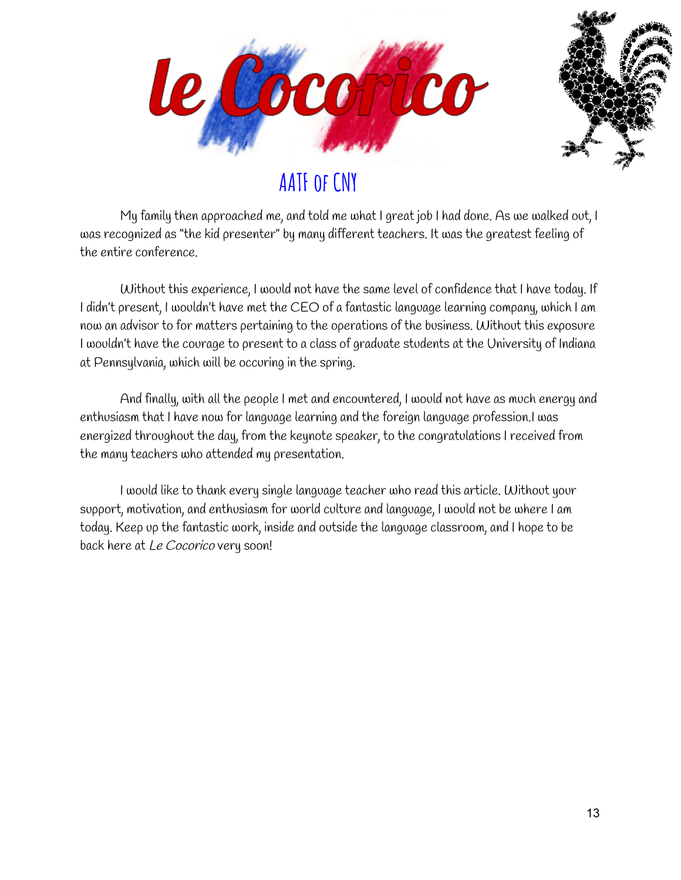# le Cocorico

## AATF of CNY

My family then approached me, and told me what I great job I had done. As we walked out, I was recognized as "the kid presenter" by many different teachers. It was the greatest feeling of the entire conference.

Without this experience, I would not have the same level of confidence that I have today. If I didn't present, I wouldn't have met the CEO of a fantastic language learning company, which I am now an advisor to for matters pertaining to the operations of the business. Without this exposure I wouldn't have the courage to present to a class of graduate students at the University of Indiana at Pennsylvania, which will be occuring in the spring.

And finally, with all the people I met and encountered, I would not have as much energy and enthusiasm that I have now for language learning and the foreign language profession.I was energized throughout the day, from the keynote speaker, to the congratulations I received from the many teachers who attended my presentation.

I would like to thank every single language teacher who read this article. Without your support, motivation, and enthusiasm for world culture and language, I would not be where I am today. Keep up the fantastic work, inside and outside the language classroom, and I hope to be back here at *Le Cocorico* very soon!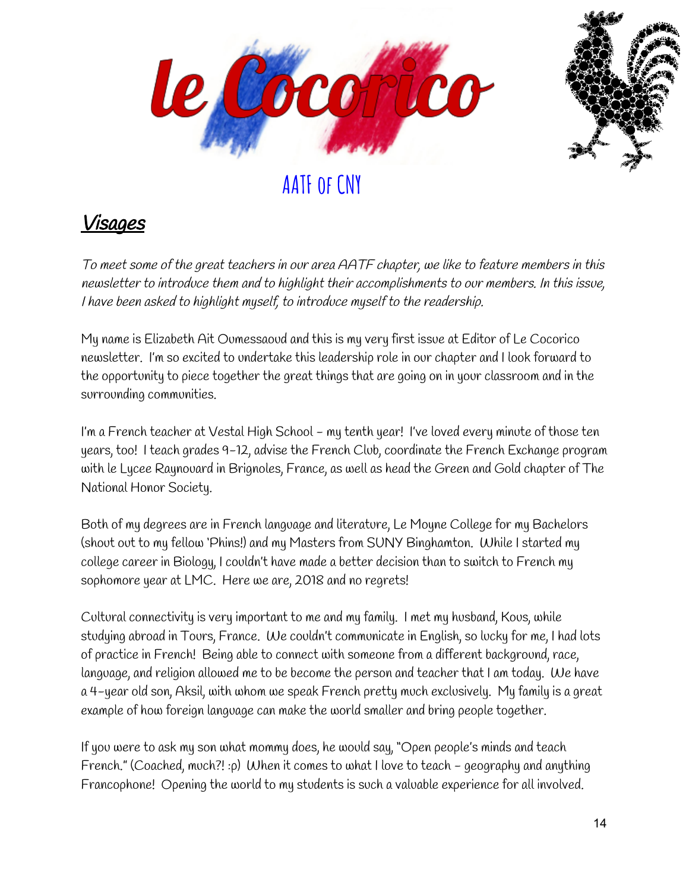# le Cocorico

AATF of CNY

## *Visages*

*To meet some of the great teachers in our area AATF chapter, we like to feature members in this newsletter to introduce them and to highlight their accomplishments to our members. In this issue, I have been asked to highlight myself, to introduce myself to the readership.*

My name is Elizabeth Ait Oumessaoud and this is my very first issue at Editor of Le Cocorico newsletter. I'm so excited to undertake this leadership role in our chapter and I look forward to the opportunity to piece together the great things that are going on in your classroom and in the surrounding communities.

I'm a French teacher at Vestal High School - my tenth year! I've loved every minute of those ten years, too! I teach grades 9-12, advise the French Club, coordinate the French Exchange program with le Lycee Raynouard in Brignoles, France, as well as head the Green and Gold chapter of The National Honor Society.

Both of my degrees are in French language and literature, Le Moyne College for my Bachelors (shout out to my fellow 'Phins!) and my Masters from SUNY Binghamton. While I started my college career in Biology, I couldn't have made a better decision than to switch to French my sophomore year at LMC. Here we are, 2018 and no regrets!

Cultural connectivity is very important to me and my family. I met my husband, Kous, while studying abroad in Tours, France. We couldn't communicate in English, so lucky for me, I had lots of practice in French! Being able to connect with someone from a different background, race, language, and religion allowed me to be become the person and teacher that I am today. We have a 4-year old son, Aksil, with whom we speak French pretty much exclusively. My family is a great example of how foreign language can make the world smaller and bring people together.

If you were to ask my son what mommy does, he would say, "Open people's minds and teach French." (Coached, much?! :p) When it comes to what I love to teach - geography and anything Francophone! Opening the world to my students is such a valuable experience for all involved.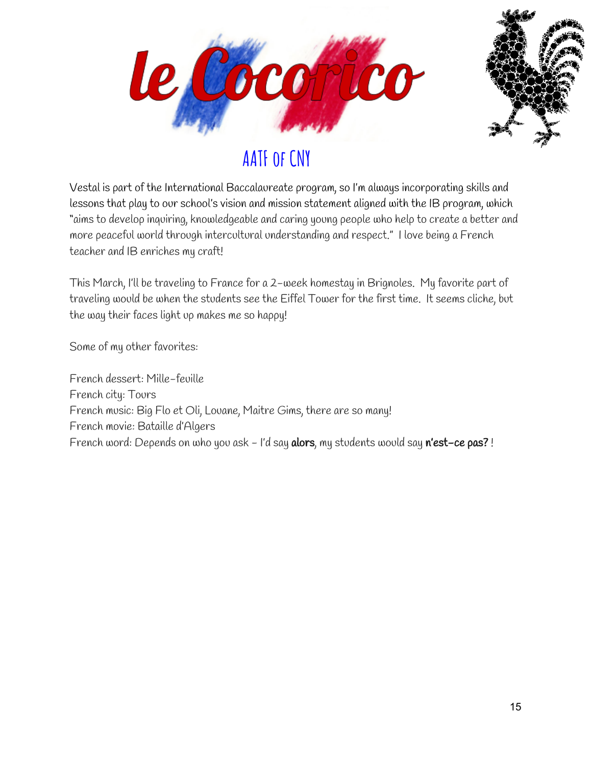# le Cocorico

## AATF of CNY

Vestal is part of the International Baccalaureate program, so I'm always incorporating skills and lessons that play to our school's vision and mission statement aligned with the IB program, which "aims to develop inquiring, knowledgeable and caring young people who help to create a better and more peaceful world through intercultural understanding and respect." I love being a French teacher and IB enriches my craft!

This March, I'll be traveling to France for a 2-week homestay in Brignoles. My favorite part of traveling would be when the students see the Eiffel Tower for the first time. It seems cliche, but the way their faces light up makes me so happy!

Some of my other favorites:

French dessert: Mille-feuille
French city: Tours
French music: Big Flo et Oli, Louane, Maitre Gims, there are so many!
French movie: Bataille d'Algers
French word: Depends on who you ask - I'd say **alors**, my students would say **n'est-ce pas?** !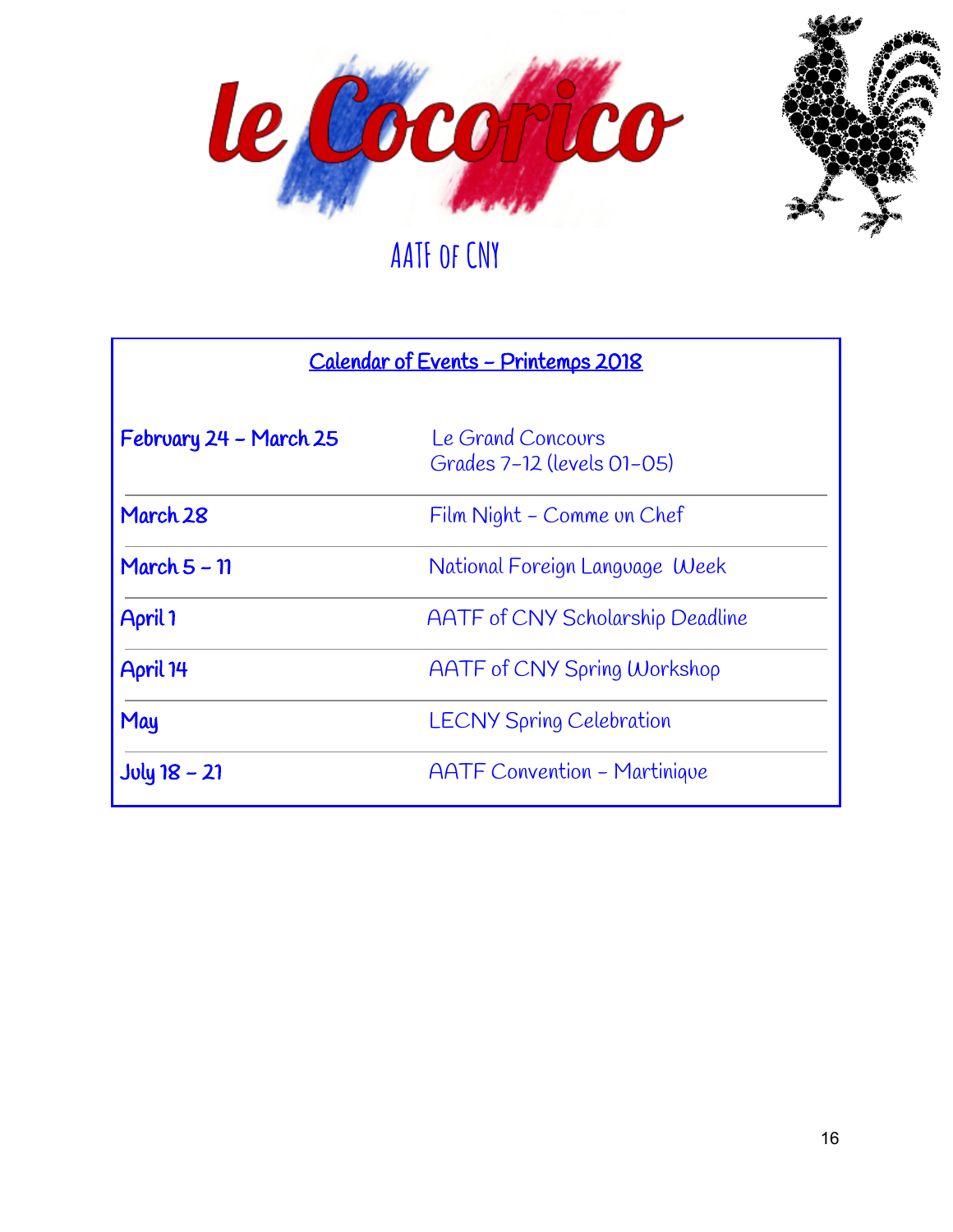# le Cocorico

AATF of CNY

## Calendar of Events – Printemps 2018

| | |
|---|---|
| **February 24 – March 25** | Le Grand Concours<br>Grades 7-12 (levels 01-05) |
| **March 28** | Film Night – Comme un Chef |
| **March 5 – 11** | National Foreign Language Week |
| **April 1** | AATF of CNY Scholarship Deadline |
| **April 14** | AATF of CNY Spring Workshop |
| **May** | LECNY Spring Celebration |
| **July 18 – 21** | AATF Convention – Martinique |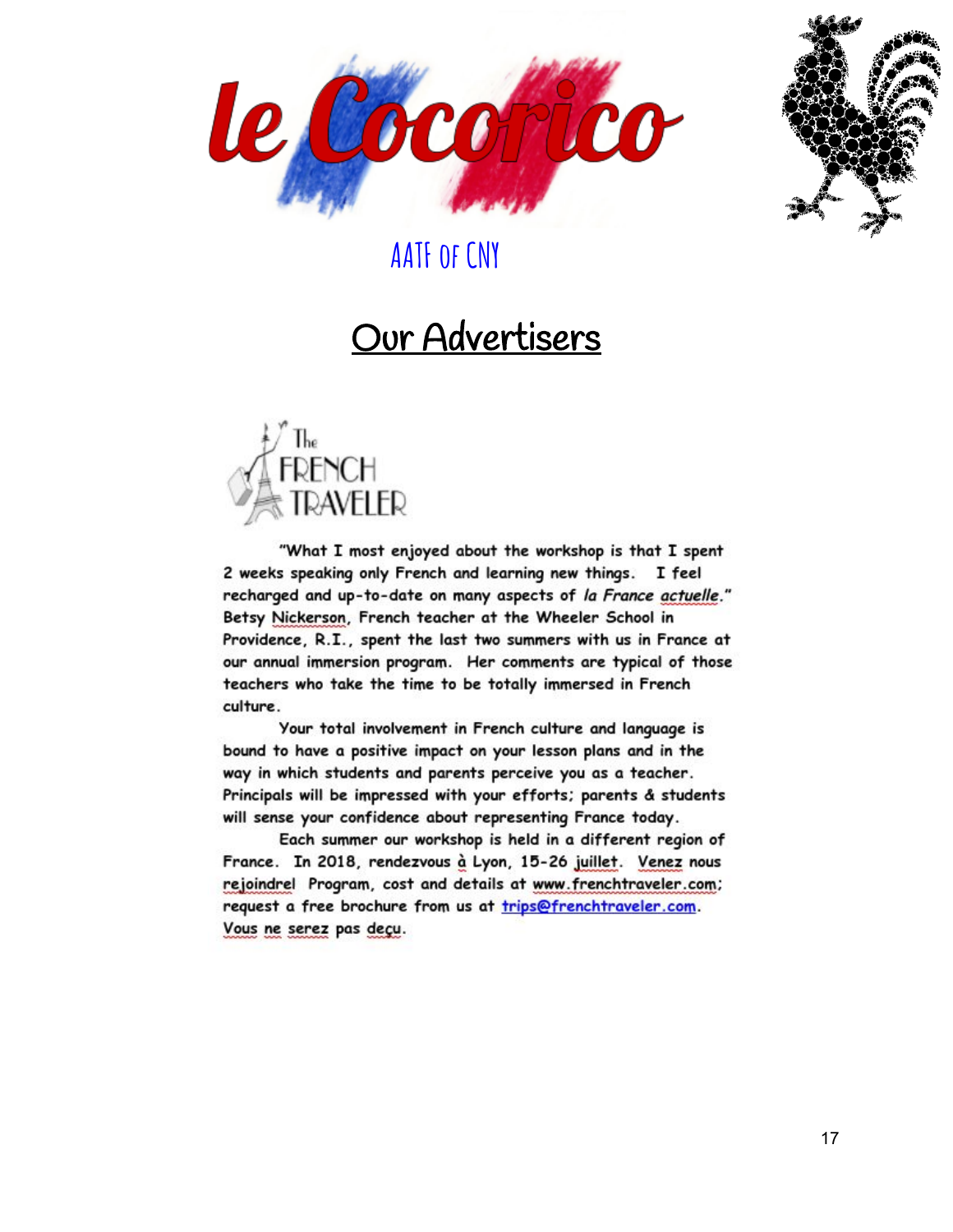# le Cocorico

AATF of CNY

## Our Advertisers

The FRENCH TRAVELER

"What I most enjoyed about the workshop is that I spent 2 weeks speaking only French and learning new things. I feel recharged and up-to-date on many aspects of *la France actuelle*." Betsy Nickerson, French teacher at the Wheeler School in Providence, R.I., spent the last two summers with us in France at our annual immersion program. Her comments are typical of those teachers who take the time to be totally immersed in French culture.

Your total involvement in French culture and language is bound to have a positive impact on your lesson plans and in the way in which students and parents perceive you as a teacher. Principals will be impressed with your efforts; parents & students will sense your confidence about representing France today.

Each summer our workshop is held in a different region of France. In 2018, rendezvous à Lyon, 15-26 juillet. Venez nous rejoindre! Program, cost and details at www.frenchtraveler.com; request a free brochure from us at trips@frenchtraveler.com. Vous ne serez pas déçu.